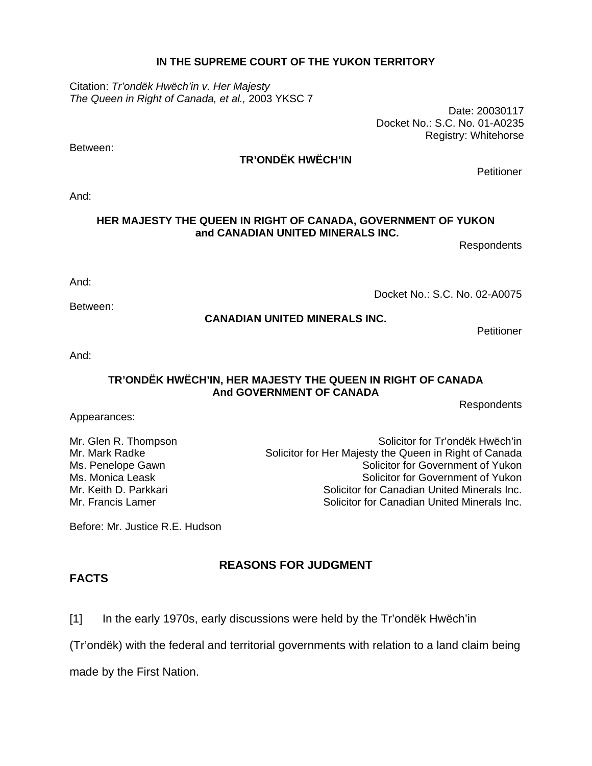**IN THE SUPREME COURT OF THE YUKON TERRITORY**

Citation: *Tr'ondëk Hwëch'in v. Her Majesty The Queen in Right of Canada, et al.,* 2003 YKSC 7

Date: 20030117
Docket No.: S.C. No. 01-A0235
Registry: Whitehorse

Between:

**TR'ONDËK HWËCH'IN**

Petitioner

And:

**HER MAJESTY THE QUEEN IN RIGHT OF CANADA, GOVERNMENT OF YUKON and CANADIAN UNITED MINERALS INC.**

Respondents

And:

Docket No.: S.C. No. 02-A0075

Between:

**CANADIAN UNITED MINERALS INC.**

Petitioner

And:

**TR'ONDËK HWËCH'IN, HER MAJESTY THE QUEEN IN RIGHT OF CANADA And GOVERNMENT OF CANADA**

Respondents

Appearances:

Mr. Glen R. Thompson — Solicitor for Tr'ondëk Hwëch'in
Mr. Mark Radke — Solicitor for Her Majesty the Queen in Right of Canada
Ms. Penelope Gawn — Solicitor for Government of Yukon
Ms. Monica Leask — Solicitor for Government of Yukon
Mr. Keith D. Parkkari — Solicitor for Canadian United Minerals Inc.
Mr. Francis Lamer — Solicitor for Canadian United Minerals Inc.

Before: Mr. Justice R.E. Hudson

## REASONS FOR JUDGMENT

## FACTS

[1] In the early 1970s, early discussions were held by the Tr'ondëk Hwëch'in (Tr'ondëk) with the federal and territorial governments with relation to a land claim being made by the First Nation.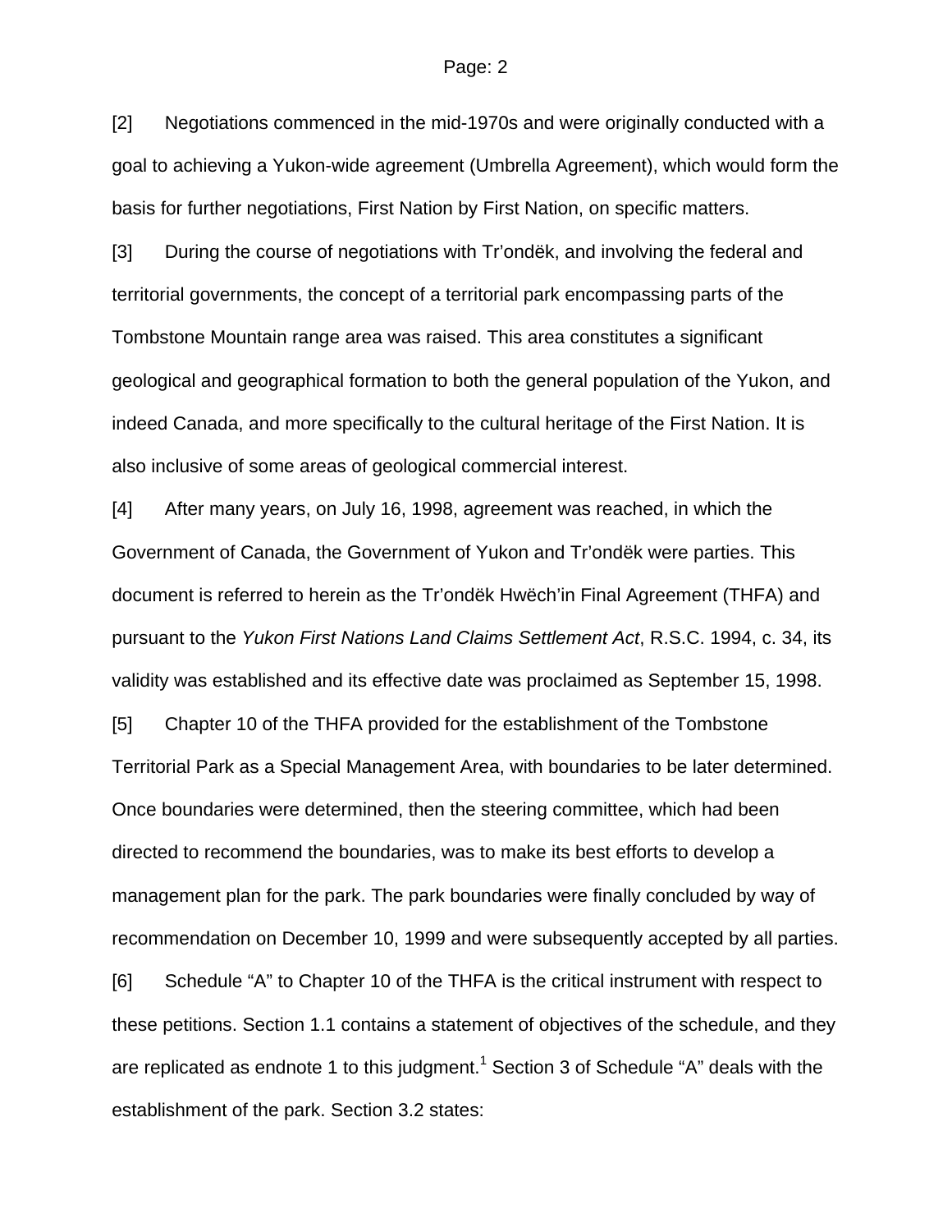[2] Negotiations commenced in the mid-1970s and were originally conducted with a goal to achieving a Yukon-wide agreement (Umbrella Agreement), which would form the basis for further negotiations, First Nation by First Nation, on specific matters.

[3] During the course of negotiations with Tr'ondëk, and involving the federal and territorial governments, the concept of a territorial park encompassing parts of the Tombstone Mountain range area was raised. This area constitutes a significant geological and geographical formation to both the general population of the Yukon, and indeed Canada, and more specifically to the cultural heritage of the First Nation. It is also inclusive of some areas of geological commercial interest.

[4] After many years, on July 16, 1998, agreement was reached, in which the Government of Canada, the Government of Yukon and Tr'ondëk were parties. This document is referred to herein as the Tr'ondëk Hwëch'in Final Agreement (THFA) and pursuant to the *Yukon First Nations Land Claims Settlement Act*, R.S.C. 1994, c. 34, its validity was established and its effective date was proclaimed as September 15, 1998.

[5] Chapter 10 of the THFA provided for the establishment of the Tombstone Territorial Park as a Special Management Area, with boundaries to be later determined. Once boundaries were determined, then the steering committee, which had been directed to recommend the boundaries, was to make its best efforts to develop a management plan for the park. The park boundaries were finally concluded by way of recommendation on December 10, 1999 and were subsequently accepted by all parties.

[6] Schedule "A" to Chapter 10 of the THFA is the critical instrument with respect to these petitions. Section 1.1 contains a statement of objectives of the schedule, and they are replicated as endnote 1 to this judgment.[1] Section 3 of Schedule "A" deals with the establishment of the park. Section 3.2 states: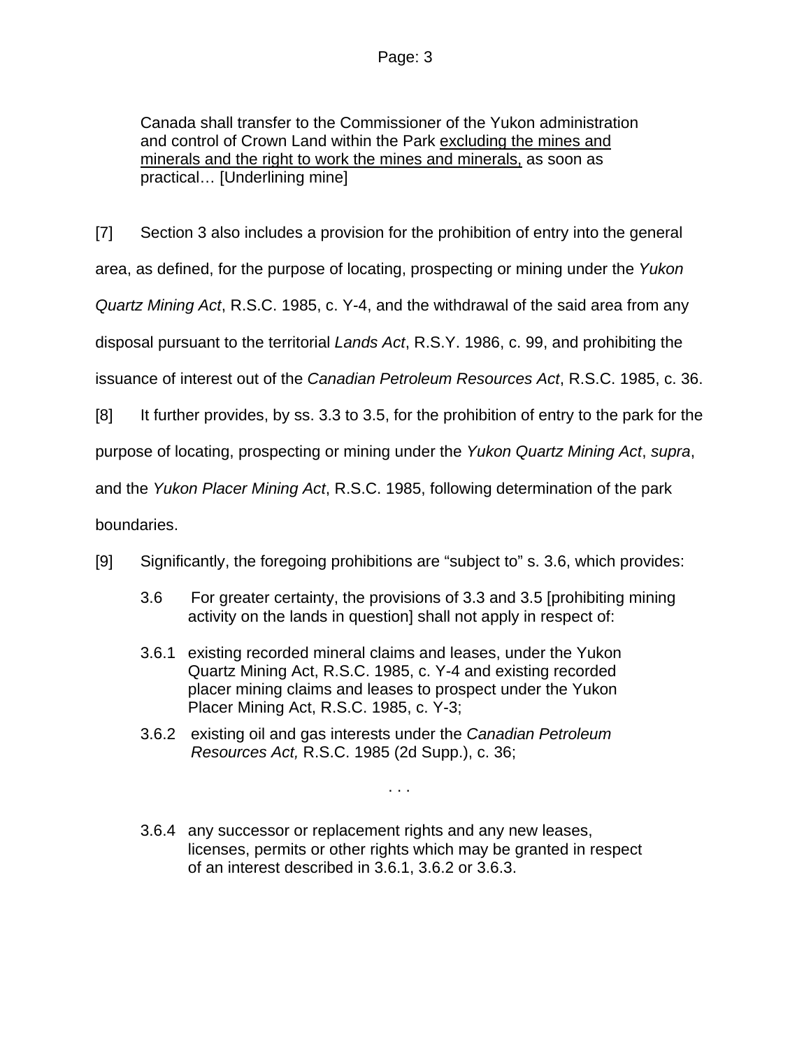> Canada shall transfer to the Commissioner of the Yukon administration and control of Crown Land within the Park <u>excluding the mines and minerals and the right to work the mines and minerals,</u> as soon as practical… [Underlining mine]

[7] Section 3 also includes a provision for the prohibition of entry into the general area, as defined, for the purpose of locating, prospecting or mining under the *Yukon Quartz Mining Act*, R.S.C. 1985, c. Y-4, and the withdrawal of the said area from any disposal pursuant to the territorial *Lands Act*, R.S.Y. 1986, c. 99, and prohibiting the issuance of interest out of the *Canadian Petroleum Resources Act*, R.S.C. 1985, c. 36.

[8] It further provides, by ss. 3.3 to 3.5, for the prohibition of entry to the park for the purpose of locating, prospecting or mining under the *Yukon Quartz Mining Act*, *supra*, and the *Yukon Placer Mining Act*, R.S.C. 1985, following determination of the park boundaries.

[9] Significantly, the foregoing prohibitions are "subject to" s. 3.6, which provides:

> 3.6 For greater certainty, the provisions of 3.3 and 3.5 [prohibiting mining activity on the lands in question] shall not apply in respect of:
>
> 3.6.1 existing recorded mineral claims and leases, under the Yukon Quartz Mining Act, R.S.C. 1985, c. Y-4 and existing recorded placer mining claims and leases to prospect under the Yukon Placer Mining Act, R.S.C. 1985, c. Y-3;
>
> 3.6.2 existing oil and gas interests under the *Canadian Petroleum Resources Act,* R.S.C. 1985 (2d Supp.), c. 36;
>
> . . .
>
> 3.6.4 any successor or replacement rights and any new leases, licenses, permits or other rights which may be granted in respect of an interest described in 3.6.1, 3.6.2 or 3.6.3.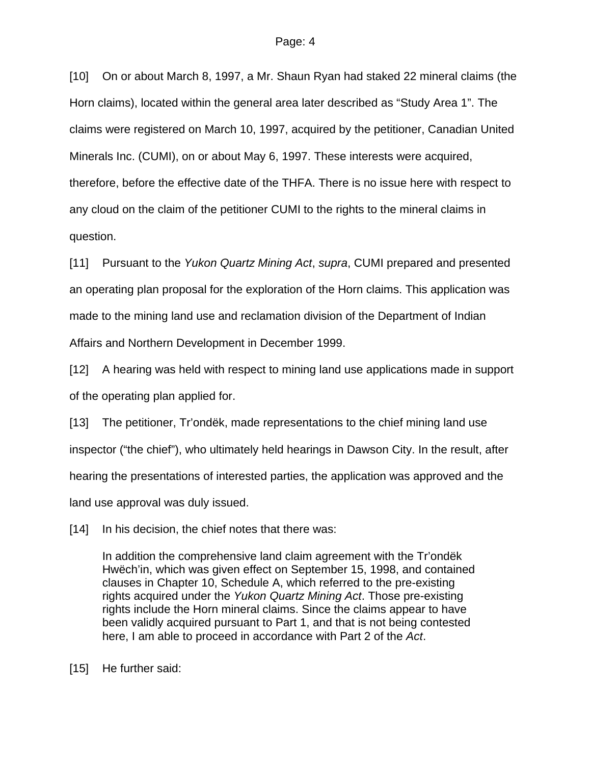[10] On or about March 8, 1997, a Mr. Shaun Ryan had staked 22 mineral claims (the Horn claims), located within the general area later described as “Study Area 1”. The claims were registered on March 10, 1997, acquired by the petitioner, Canadian United Minerals Inc. (CUMI), on or about May 6, 1997. These interests were acquired, therefore, before the effective date of the THFA. There is no issue here with respect to any cloud on the claim of the petitioner CUMI to the rights to the mineral claims in question.

[11] Pursuant to the *Yukon Quartz Mining Act*, *supra*, CUMI prepared and presented an operating plan proposal for the exploration of the Horn claims. This application was made to the mining land use and reclamation division of the Department of Indian Affairs and Northern Development in December 1999.

[12] A hearing was held with respect to mining land use applications made in support of the operating plan applied for.

[13] The petitioner, Tr’ondëk, made representations to the chief mining land use inspector (“the chief”), who ultimately held hearings in Dawson City. In the result, after hearing the presentations of interested parties, the application was approved and the land use approval was duly issued.

[14] In his decision, the chief notes that there was:

> In addition the comprehensive land claim agreement with the Tr’ondëk Hwëch’in, which was given effect on September 15, 1998, and contained clauses in Chapter 10, Schedule A, which referred to the pre-existing rights acquired under the *Yukon Quartz Mining Act*. Those pre-existing rights include the Horn mineral claims. Since the claims appear to have been validly acquired pursuant to Part 1, and that is not being contested here, I am able to proceed in accordance with Part 2 of the *Act*.

[15] He further said: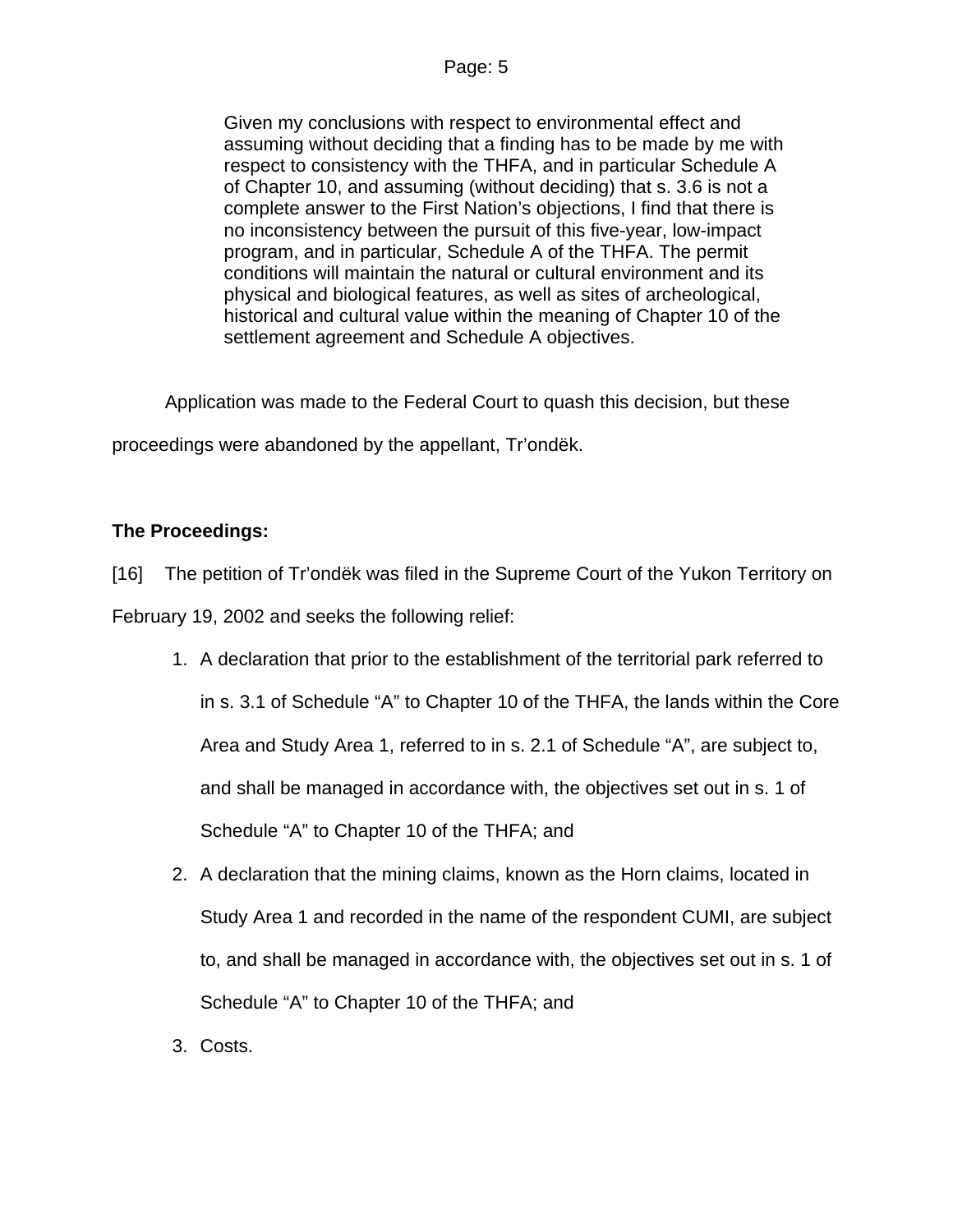> Given my conclusions with respect to environmental effect and assuming without deciding that a finding has to be made by me with respect to consistency with the THFA, and in particular Schedule A of Chapter 10, and assuming (without deciding) that s. 3.6 is not a complete answer to the First Nation's objections, I find that there is no inconsistency between the pursuit of this five-year, low-impact program, and in particular, Schedule A of the THFA. The permit conditions will maintain the natural or cultural environment and its physical and biological features, as well as sites of archeological, historical and cultural value within the meaning of Chapter 10 of the settlement agreement and Schedule A objectives.

Application was made to the Federal Court to quash this decision, but these proceedings were abandoned by the appellant, Tr'ondëk.

**The Proceedings:**

[16] The petition of Tr'ondëk was filed in the Supreme Court of the Yukon Territory on February 19, 2002 and seeks the following relief:

1. A declaration that prior to the establishment of the territorial park referred to in s. 3.1 of Schedule "A" to Chapter 10 of the THFA, the lands within the Core Area and Study Area 1, referred to in s. 2.1 of Schedule "A", are subject to, and shall be managed in accordance with, the objectives set out in s. 1 of Schedule "A" to Chapter 10 of the THFA; and
2. A declaration that the mining claims, known as the Horn claims, located in Study Area 1 and recorded in the name of the respondent CUMI, are subject to, and shall be managed in accordance with, the objectives set out in s. 1 of Schedule "A" to Chapter 10 of the THFA; and
3. Costs.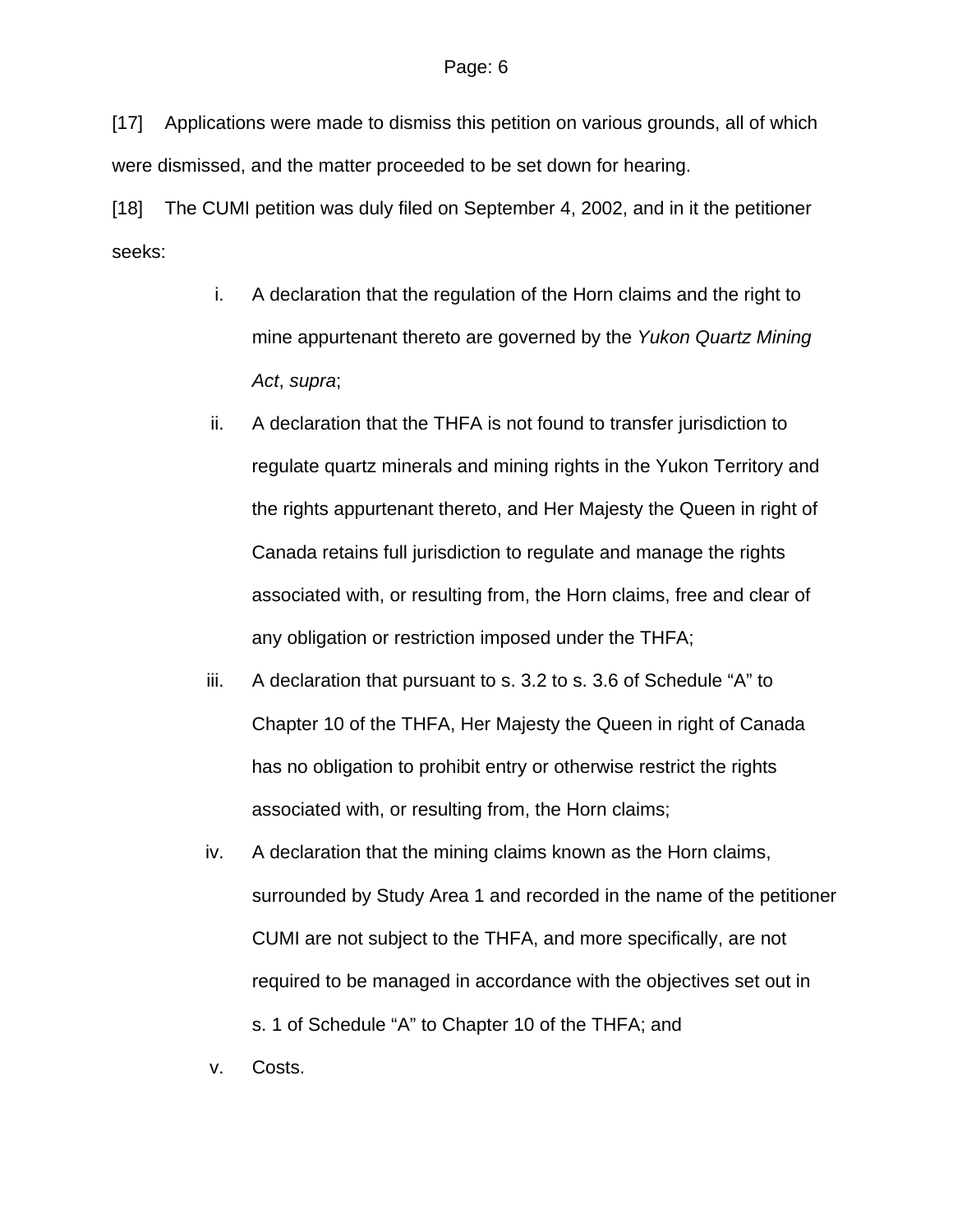[17] Applications were made to dismiss this petition on various grounds, all of which were dismissed, and the matter proceeded to be set down for hearing.

[18] The CUMI petition was duly filed on September 4, 2002, and in it the petitioner seeks:

i. A declaration that the regulation of the Horn claims and the right to mine appurtenant thereto are governed by the *Yukon Quartz Mining Act*, *supra*;

ii. A declaration that the THFA is not found to transfer jurisdiction to regulate quartz minerals and mining rights in the Yukon Territory and the rights appurtenant thereto, and Her Majesty the Queen in right of Canada retains full jurisdiction to regulate and manage the rights associated with, or resulting from, the Horn claims, free and clear of any obligation or restriction imposed under the THFA;

iii. A declaration that pursuant to s. 3.2 to s. 3.6 of Schedule "A" to Chapter 10 of the THFA, Her Majesty the Queen in right of Canada has no obligation to prohibit entry or otherwise restrict the rights associated with, or resulting from, the Horn claims;

iv. A declaration that the mining claims known as the Horn claims, surrounded by Study Area 1 and recorded in the name of the petitioner CUMI are not subject to the THFA, and more specifically, are not required to be managed in accordance with the objectives set out in s. 1 of Schedule "A" to Chapter 10 of the THFA; and

v. Costs.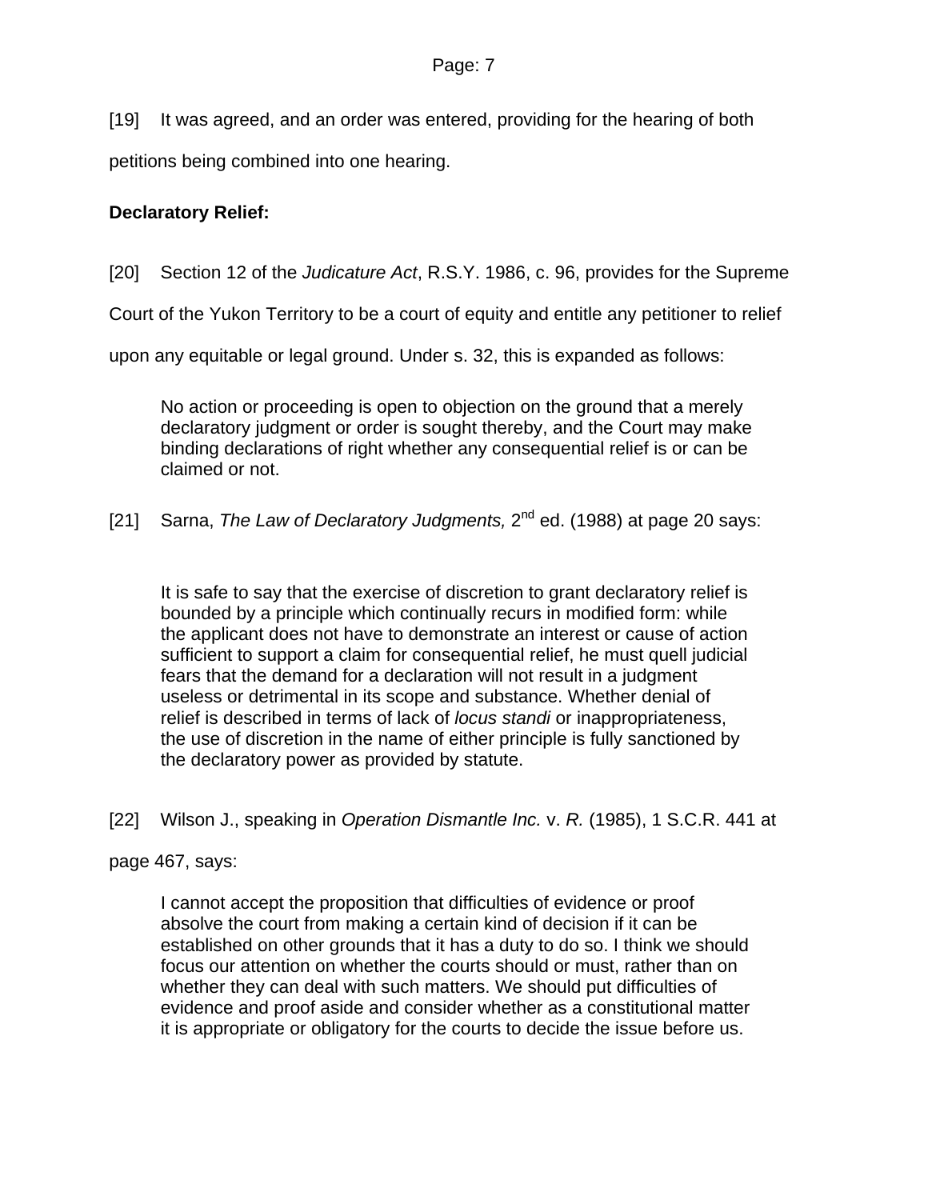[19] It was agreed, and an order was entered, providing for the hearing of both petitions being combined into one hearing.

**Declaratory Relief:**

[20] Section 12 of the *Judicature Act*, R.S.Y. 1986, c. 96, provides for the Supreme Court of the Yukon Territory to be a court of equity and entitle any petitioner to relief upon any equitable or legal ground. Under s. 32, this is expanded as follows:

> No action or proceeding is open to objection on the ground that a merely declaratory judgment or order is sought thereby, and the Court may make binding declarations of right whether any consequential relief is or can be claimed or not.

[21] Sarna, *The Law of Declaratory Judgments,* 2nd ed. (1988) at page 20 says:

> It is safe to say that the exercise of discretion to grant declaratory relief is bounded by a principle which continually recurs in modified form: while the applicant does not have to demonstrate an interest or cause of action sufficient to support a claim for consequential relief, he must quell judicial fears that the demand for a declaration will not result in a judgment useless or detrimental in its scope and substance. Whether denial of relief is described in terms of lack of *locus standi* or inappropriateness, the use of discretion in the name of either principle is fully sanctioned by the declaratory power as provided by statute.

[22] Wilson J., speaking in *Operation Dismantle Inc.* v. *R.* (1985), 1 S.C.R. 441 at page 467, says:

> I cannot accept the proposition that difficulties of evidence or proof absolve the court from making a certain kind of decision if it can be established on other grounds that it has a duty to do so. I think we should focus our attention on whether the courts should or must, rather than on whether they can deal with such matters. We should put difficulties of evidence and proof aside and consider whether as a constitutional matter it is appropriate or obligatory for the courts to decide the issue before us.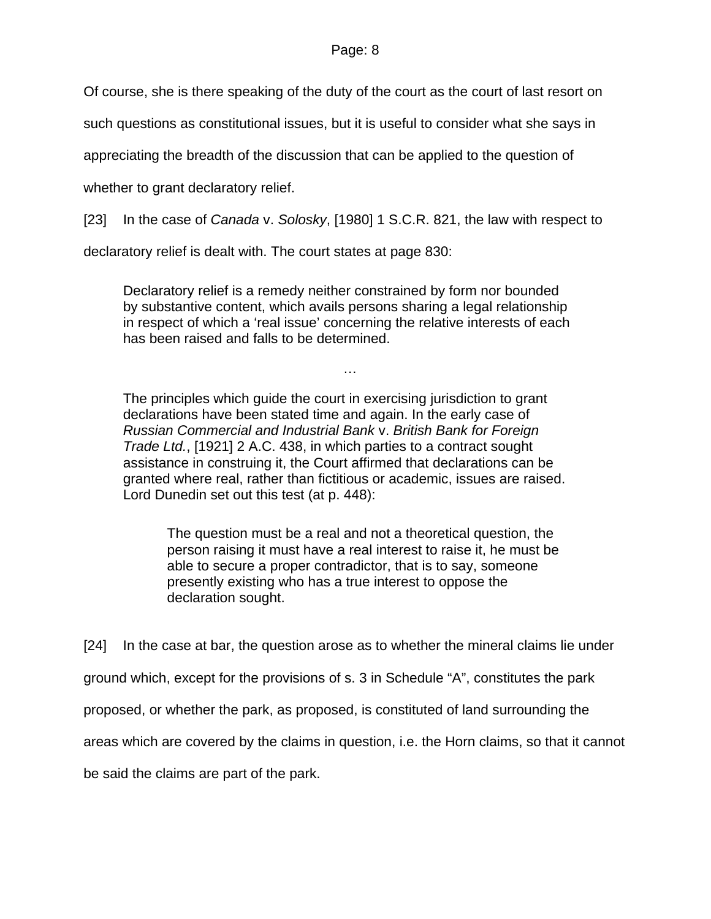Of course, she is there speaking of the duty of the court as the court of last resort on such questions as constitutional issues, but it is useful to consider what she says in appreciating the breadth of the discussion that can be applied to the question of whether to grant declaratory relief.

[23] In the case of *Canada* v. *Solosky*, [1980] 1 S.C.R. 821, the law with respect to declaratory relief is dealt with. The court states at page 830:

> Declaratory relief is a remedy neither constrained by form nor bounded by substantive content, which avails persons sharing a legal relationship in respect of which a 'real issue' concerning the relative interests of each has been raised and falls to be determined.
>
> …
>
> The principles which guide the court in exercising jurisdiction to grant declarations have been stated time and again. In the early case of *Russian Commercial and Industrial Bank* v. *British Bank for Foreign Trade Ltd.*, [1921] 2 A.C. 438, in which parties to a contract sought assistance in construing it, the Court affirmed that declarations can be granted where real, rather than fictitious or academic, issues are raised. Lord Dunedin set out this test (at p. 448):
>
>> The question must be a real and not a theoretical question, the person raising it must have a real interest to raise it, he must be able to secure a proper contradictor, that is to say, someone presently existing who has a true interest to oppose the declaration sought.

[24] In the case at bar, the question arose as to whether the mineral claims lie under ground which, except for the provisions of s. 3 in Schedule "A", constitutes the park proposed, or whether the park, as proposed, is constituted of land surrounding the areas which are covered by the claims in question, i.e. the Horn claims, so that it cannot be said the claims are part of the park.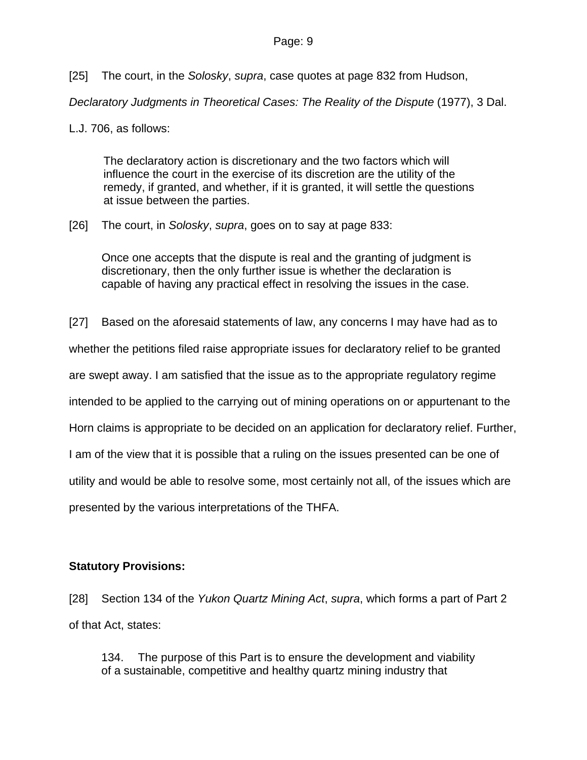[25] The court, in the *Solosky*, *supra*, case quotes at page 832 from Hudson, *Declaratory Judgments in Theoretical Cases: The Reality of the Dispute* (1977), 3 Dal. L.J. 706, as follows:

> The declaratory action is discretionary and the two factors which will influence the court in the exercise of its discretion are the utility of the remedy, if granted, and whether, if it is granted, it will settle the questions at issue between the parties.

[26] The court, in *Solosky*, *supra*, goes on to say at page 833:

> Once one accepts that the dispute is real and the granting of judgment is discretionary, then the only further issue is whether the declaration is capable of having any practical effect in resolving the issues in the case.

[27] Based on the aforesaid statements of law, any concerns I may have had as to whether the petitions filed raise appropriate issues for declaratory relief to be granted are swept away. I am satisfied that the issue as to the appropriate regulatory regime intended to be applied to the carrying out of mining operations on or appurtenant to the Horn claims is appropriate to be decided on an application for declaratory relief. Further, I am of the view that it is possible that a ruling on the issues presented can be one of utility and would be able to resolve some, most certainly not all, of the issues which are presented by the various interpretations of the THFA.

**Statutory Provisions:**

[28] Section 134 of the *Yukon Quartz Mining Act*, *supra*, which forms a part of Part 2 of that Act, states:

> 134. The purpose of this Part is to ensure the development and viability of a sustainable, competitive and healthy quartz mining industry that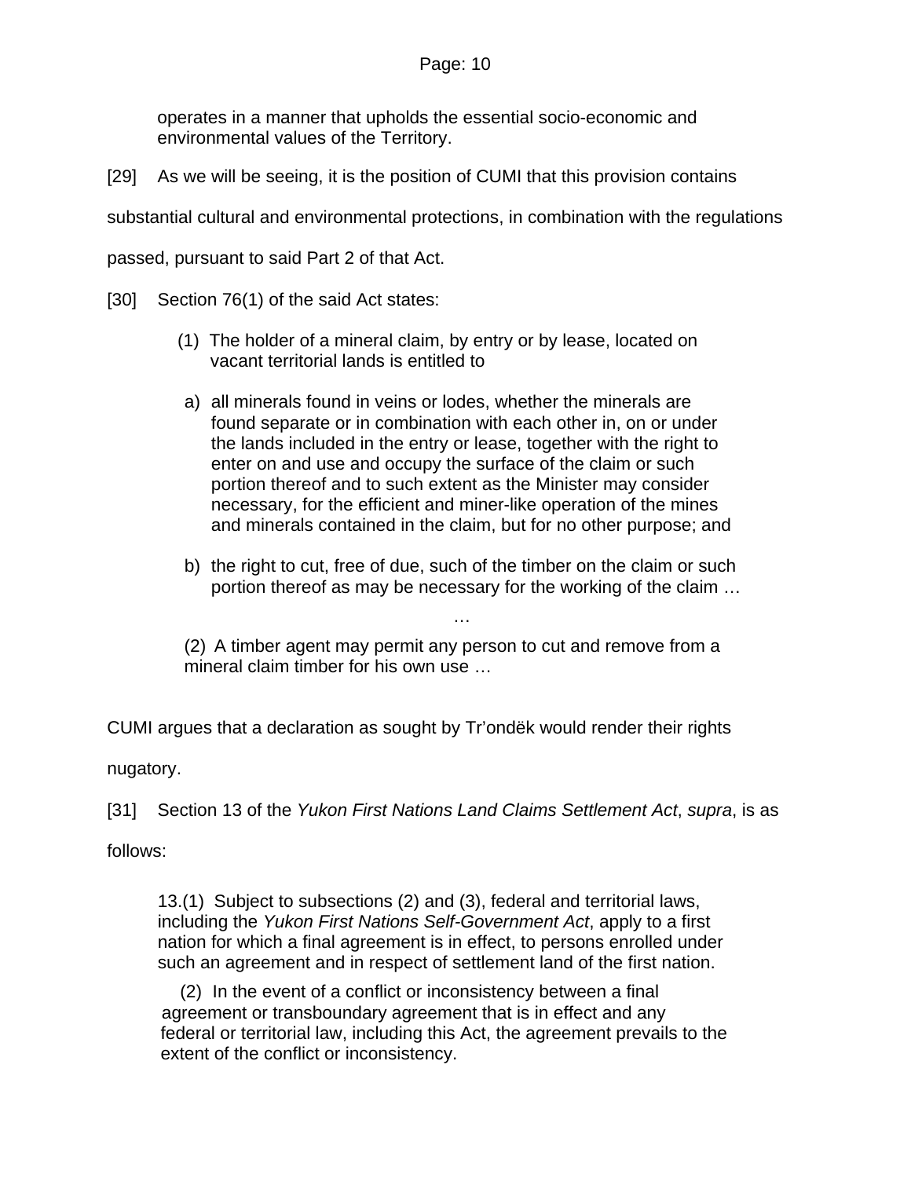> operates in a manner that upholds the essential socio-economic and environmental values of the Territory.

[29] As we will be seeing, it is the position of CUMI that this provision contains substantial cultural and environmental protections, in combination with the regulations passed, pursuant to said Part 2 of that Act.

[30] Section 76(1) of the said Act states:

> (1) The holder of a mineral claim, by entry or by lease, located on vacant territorial lands is entitled to
>
> a) all minerals found in veins or lodes, whether the minerals are found separate or in combination with each other in, on or under the lands included in the entry or lease, together with the right to enter on and use and occupy the surface of the claim or such portion thereof and to such extent as the Minister may consider necessary, for the efficient and miner-like operation of the mines and minerals contained in the claim, but for no other purpose; and
>
> b) the right to cut, free of due, such of the timber on the claim or such portion thereof as may be necessary for the working of the claim …
>
> …
>
> (2) A timber agent may permit any person to cut and remove from a mineral claim timber for his own use …

CUMI argues that a declaration as sought by Tr'ondëk would render their rights nugatory.

[31] Section 13 of the *Yukon First Nations Land Claims Settlement Act*, *supra*, is as follows:

> 13.(1) Subject to subsections (2) and (3), federal and territorial laws, including the *Yukon First Nations Self-Government Act*, apply to a first nation for which a final agreement is in effect, to persons enrolled under such an agreement and in respect of settlement land of the first nation.
>
> (2) In the event of a conflict or inconsistency between a final agreement or transboundary agreement that is in effect and any federal or territorial law, including this Act, the agreement prevails to the extent of the conflict or inconsistency.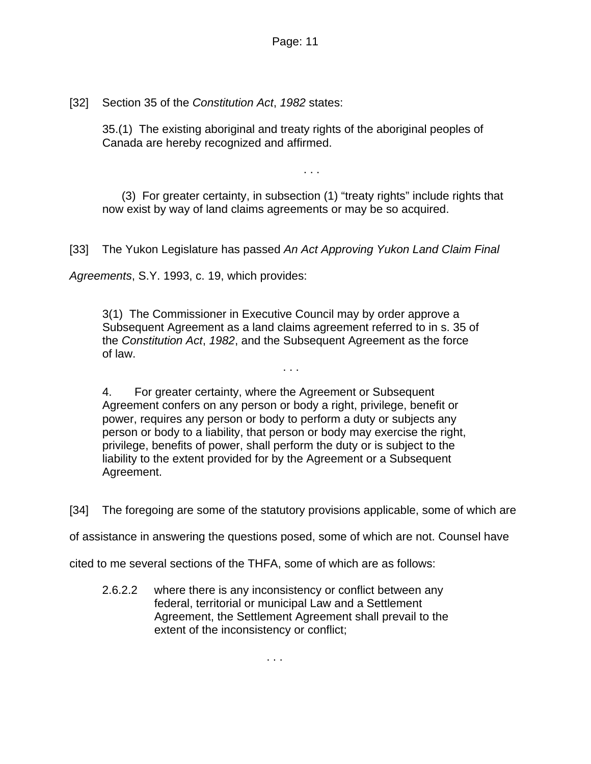[32] Section 35 of the *Constitution Act*, *1982* states:

> 35.(1) The existing aboriginal and treaty rights of the aboriginal peoples of Canada are hereby recognized and affirmed.
>
> . . .
>
> (3) For greater certainty, in subsection (1) "treaty rights" include rights that now exist by way of land claims agreements or may be so acquired.

[33] The Yukon Legislature has passed *An Act Approving Yukon Land Claim Final Agreements*, S.Y. 1993, c. 19, which provides:

> 3(1) The Commissioner in Executive Council may by order approve a Subsequent Agreement as a land claims agreement referred to in s. 35 of the *Constitution Act*, *1982*, and the Subsequent Agreement as the force of law.
>
> . . .
>
> 4. For greater certainty, where the Agreement or Subsequent Agreement confers on any person or body a right, privilege, benefit or power, requires any person or body to perform a duty or subjects any person or body to a liability, that person or body may exercise the right, privilege, benefits of power, shall perform the duty or is subject to the liability to the extent provided for by the Agreement or a Subsequent Agreement.

[34] The foregoing are some of the statutory provisions applicable, some of which are of assistance in answering the questions posed, some of which are not. Counsel have cited to me several sections of the THFA, some of which are as follows:

> 2.6.2.2 where there is any inconsistency or conflict between any federal, territorial or municipal Law and a Settlement Agreement, the Settlement Agreement shall prevail to the extent of the inconsistency or conflict;
>
> . . .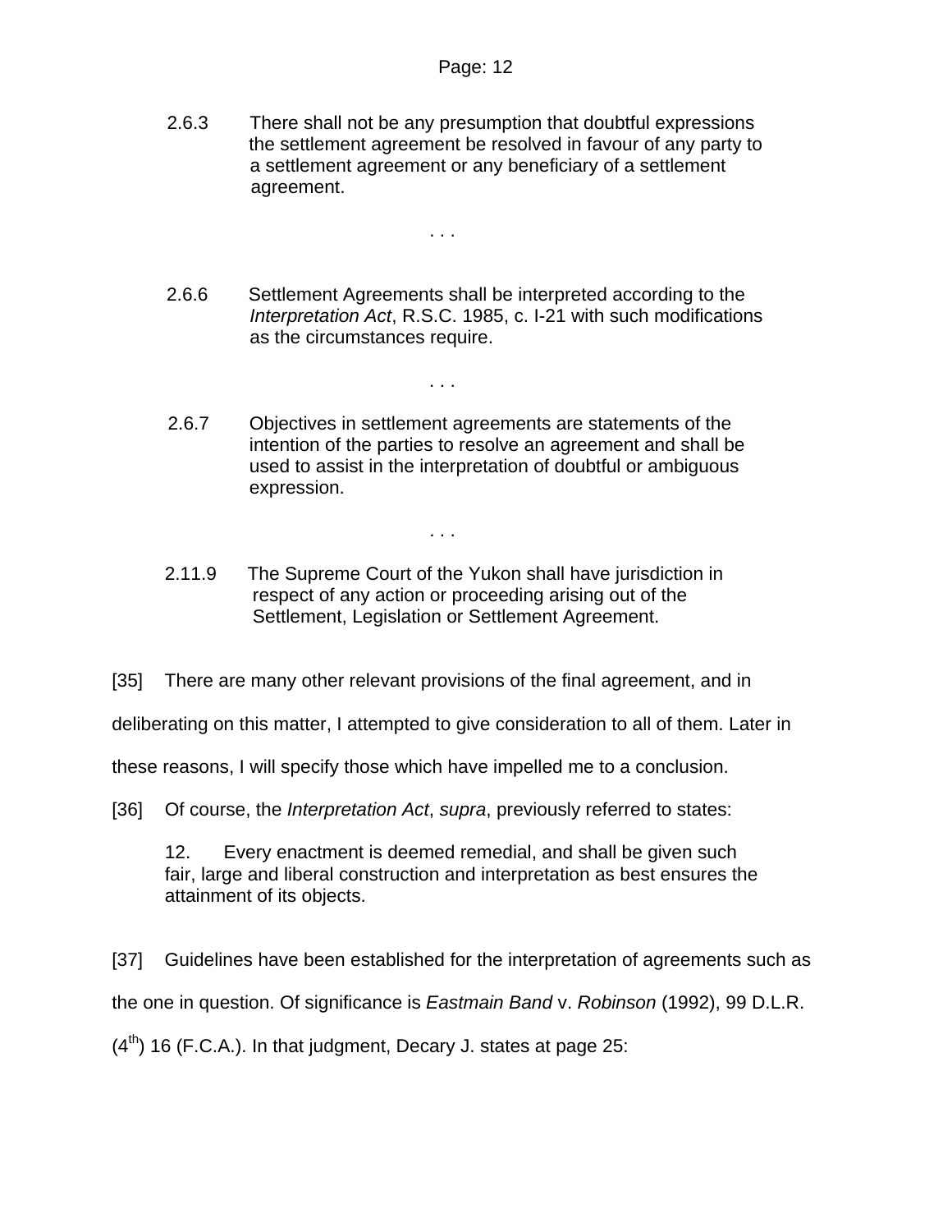> 2.6.3 There shall not be any presumption that doubtful expressions the settlement agreement be resolved in favour of any party to a settlement agreement or any beneficiary of a settlement agreement.
>
> . . .
>
> 2.6.6 Settlement Agreements shall be interpreted according to the *Interpretation Act*, R.S.C. 1985, c. I-21 with such modifications as the circumstances require.
>
> . . .
>
> 2.6.7 Objectives in settlement agreements are statements of the intention of the parties to resolve an agreement and shall be used to assist in the interpretation of doubtful or ambiguous expression.
>
> . . .
>
> 2.11.9 The Supreme Court of the Yukon shall have jurisdiction in respect of any action or proceeding arising out of the Settlement, Legislation or Settlement Agreement.

[35] There are many other relevant provisions of the final agreement, and in deliberating on this matter, I attempted to give consideration to all of them. Later in these reasons, I will specify those which have impelled me to a conclusion.

[36] Of course, the *Interpretation Act*, *supra*, previously referred to states:

> 12. Every enactment is deemed remedial, and shall be given such fair, large and liberal construction and interpretation as best ensures the attainment of its objects.

[37] Guidelines have been established for the interpretation of agreements such as the one in question. Of significance is *Eastmain Band* v. *Robinson* (1992), 99 D.L.R. ($4^{th}$) 16 (F.C.A.). In that judgment, Decary J. states at page 25: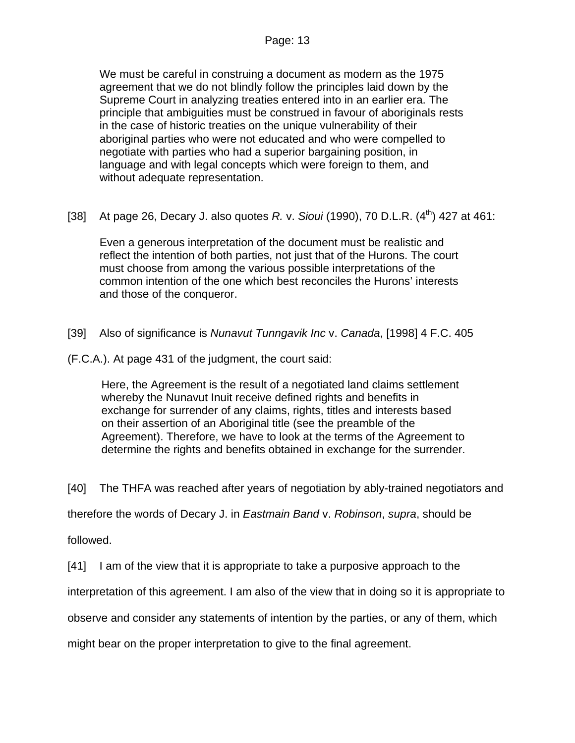> We must be careful in construing a document as modern as the 1975 agreement that we do not blindly follow the principles laid down by the Supreme Court in analyzing treaties entered into in an earlier era. The principle that ambiguities must be construed in favour of aboriginals rests in the case of historic treaties on the unique vulnerability of their aboriginal parties who were not educated and who were compelled to negotiate with parties who had a superior bargaining position, in language and with legal concepts which were foreign to them, and without adequate representation.

[38] At page 26, Decary J. also quotes *R.* v. *Sioui* (1990), 70 D.L.R. (4th) 427 at 461:

> Even a generous interpretation of the document must be realistic and reflect the intention of both parties, not just that of the Hurons. The court must choose from among the various possible interpretations of the common intention of the one which best reconciles the Hurons' interests and those of the conqueror.

[39] Also of significance is *Nunavut Tunngavik Inc* v. *Canada*, [1998] 4 F.C. 405 (F.C.A.). At page 431 of the judgment, the court said:

> Here, the Agreement is the result of a negotiated land claims settlement whereby the Nunavut Inuit receive defined rights and benefits in exchange for surrender of any claims, rights, titles and interests based on their assertion of an Aboriginal title (see the preamble of the Agreement). Therefore, we have to look at the terms of the Agreement to determine the rights and benefits obtained in exchange for the surrender.

[40] The THFA was reached after years of negotiation by ably-trained negotiators and therefore the words of Decary J. in *Eastmain Band* v. *Robinson*, *supra*, should be followed.

[41] I am of the view that it is appropriate to take a purposive approach to the interpretation of this agreement. I am also of the view that in doing so it is appropriate to observe and consider any statements of intention by the parties, or any of them, which might bear on the proper interpretation to give to the final agreement.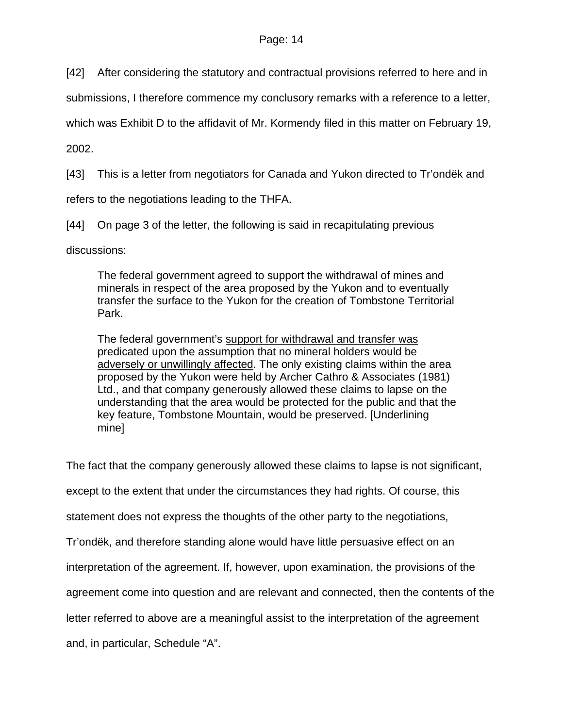[42] After considering the statutory and contractual provisions referred to here and in submissions, I therefore commence my conclusory remarks with a reference to a letter, which was Exhibit D to the affidavit of Mr. Kormendy filed in this matter on February 19, 2002.

[43] This is a letter from negotiators for Canada and Yukon directed to Tr'ondëk and refers to the negotiations leading to the THFA.

[44] On page 3 of the letter, the following is said in recapitulating previous discussions:

> The federal government agreed to support the withdrawal of mines and minerals in respect of the area proposed by the Yukon and to eventually transfer the surface to the Yukon for the creation of Tombstone Territorial Park.
>
> The federal government's <u>support for withdrawal and transfer was predicated upon the assumption that no mineral holders would be adversely or unwillingly affected</u>. The only existing claims within the area proposed by the Yukon were held by Archer Cathro & Associates (1981) Ltd., and that company generously allowed these claims to lapse on the understanding that the area would be protected for the public and that the key feature, Tombstone Mountain, would be preserved. [Underlining mine]

The fact that the company generously allowed these claims to lapse is not significant, except to the extent that under the circumstances they had rights. Of course, this statement does not express the thoughts of the other party to the negotiations, Tr'ondëk, and therefore standing alone would have little persuasive effect on an interpretation of the agreement. If, however, upon examination, the provisions of the agreement come into question and are relevant and connected, then the contents of the letter referred to above are a meaningful assist to the interpretation of the agreement and, in particular, Schedule "A".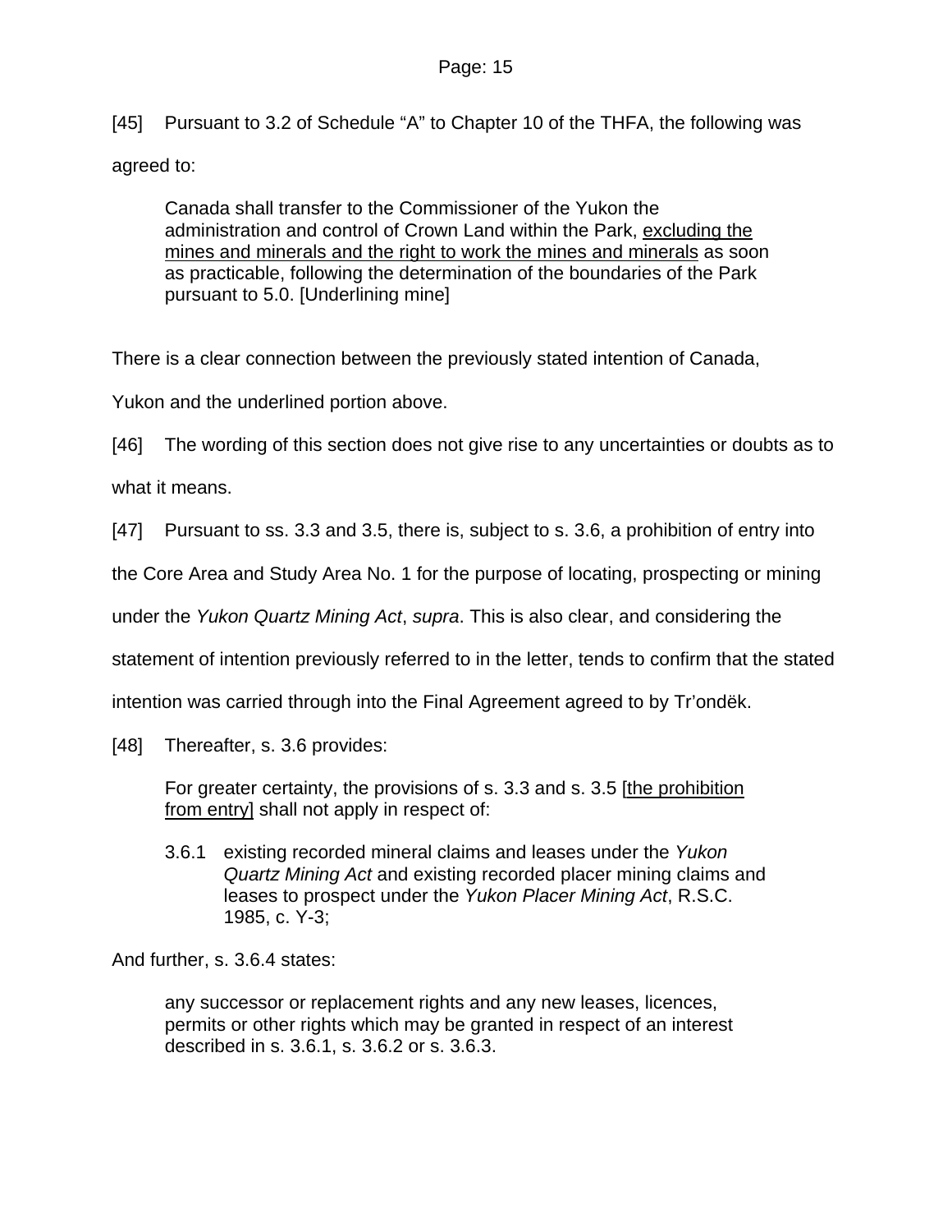[45] Pursuant to 3.2 of Schedule "A" to Chapter 10 of the THFA, the following was agreed to:

> Canada shall transfer to the Commissioner of the Yukon the administration and control of Crown Land within the Park, <u>excluding the mines and minerals and the right to work the mines and minerals</u> as soon as practicable, following the determination of the boundaries of the Park pursuant to 5.0. [Underlining mine]

There is a clear connection between the previously stated intention of Canada, Yukon and the underlined portion above.

[46] The wording of this section does not give rise to any uncertainties or doubts as to what it means.

[47] Pursuant to ss. 3.3 and 3.5, there is, subject to s. 3.6, a prohibition of entry into the Core Area and Study Area No. 1 for the purpose of locating, prospecting or mining under the *Yukon Quartz Mining Act*, *supra*. This is also clear, and considering the statement of intention previously referred to in the letter, tends to confirm that the stated intention was carried through into the Final Agreement agreed to by Tr'ondëk.

[48] Thereafter, s. 3.6 provides:

> For greater certainty, the provisions of s. 3.3 and s. 3.5 [<u>the prohibition from entry</u>] shall not apply in respect of:
>
> 3.6.1 existing recorded mineral claims and leases under the *Yukon Quartz Mining Act* and existing recorded placer mining claims and leases to prospect under the *Yukon Placer Mining Act*, R.S.C. 1985, c. Y-3;

And further, s. 3.6.4 states:

> any successor or replacement rights and any new leases, licences, permits or other rights which may be granted in respect of an interest described in s. 3.6.1, s. 3.6.2 or s. 3.6.3.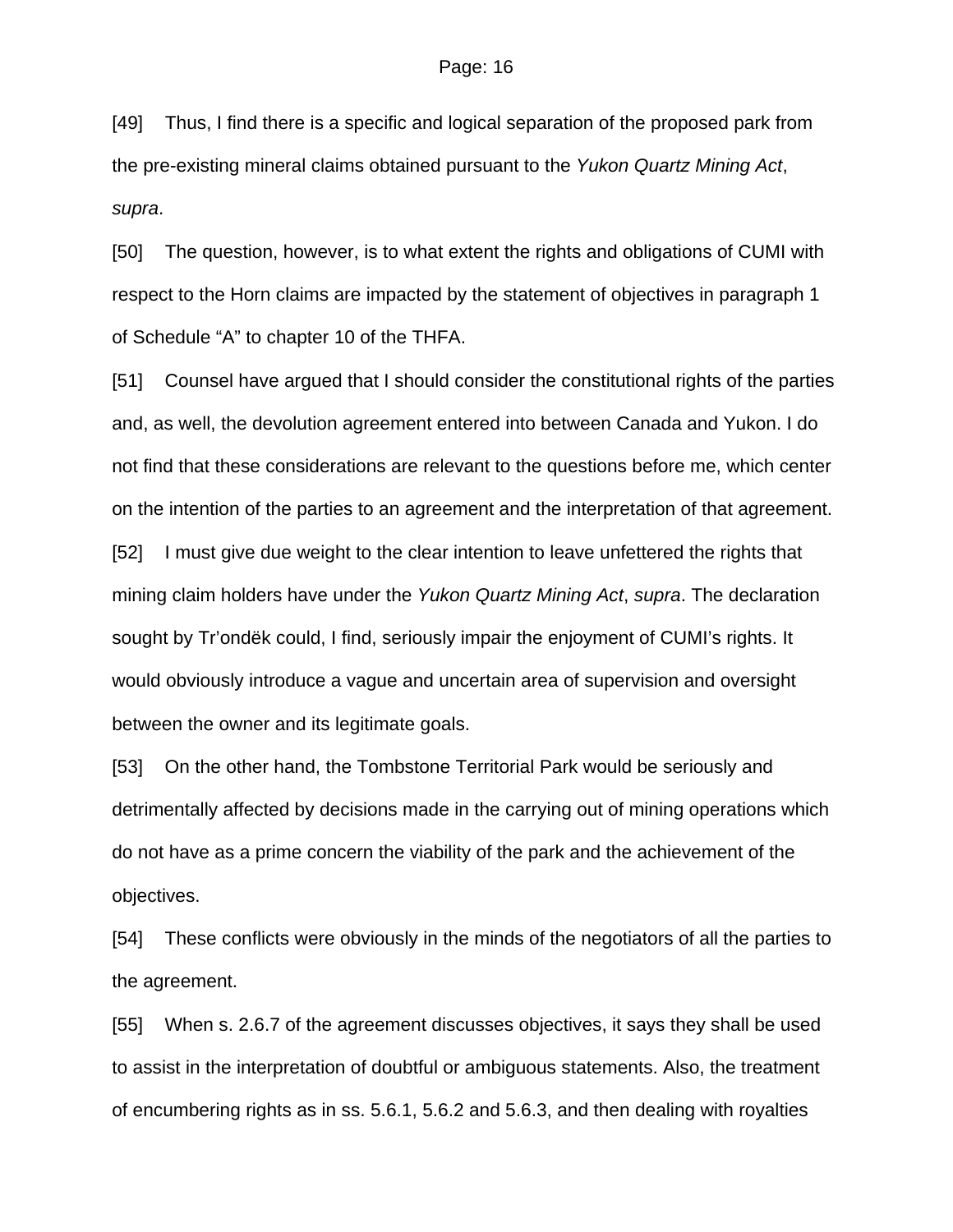[49] Thus, I find there is a specific and logical separation of the proposed park from the pre-existing mineral claims obtained pursuant to the *Yukon Quartz Mining Act*, *supra*.

[50] The question, however, is to what extent the rights and obligations of CUMI with respect to the Horn claims are impacted by the statement of objectives in paragraph 1 of Schedule “A” to chapter 10 of the THFA.

[51] Counsel have argued that I should consider the constitutional rights of the parties and, as well, the devolution agreement entered into between Canada and Yukon. I do not find that these considerations are relevant to the questions before me, which center on the intention of the parties to an agreement and the interpretation of that agreement.

[52] I must give due weight to the clear intention to leave unfettered the rights that mining claim holders have under the *Yukon Quartz Mining Act*, *supra*. The declaration sought by Tr’ondëk could, I find, seriously impair the enjoyment of CUMI’s rights. It would obviously introduce a vague and uncertain area of supervision and oversight between the owner and its legitimate goals.

[53] On the other hand, the Tombstone Territorial Park would be seriously and detrimentally affected by decisions made in the carrying out of mining operations which do not have as a prime concern the viability of the park and the achievement of the objectives.

[54] These conflicts were obviously in the minds of the negotiators of all the parties to the agreement.

[55] When s. 2.6.7 of the agreement discusses objectives, it says they shall be used to assist in the interpretation of doubtful or ambiguous statements. Also, the treatment of encumbering rights as in ss. 5.6.1, 5.6.2 and 5.6.3, and then dealing with royalties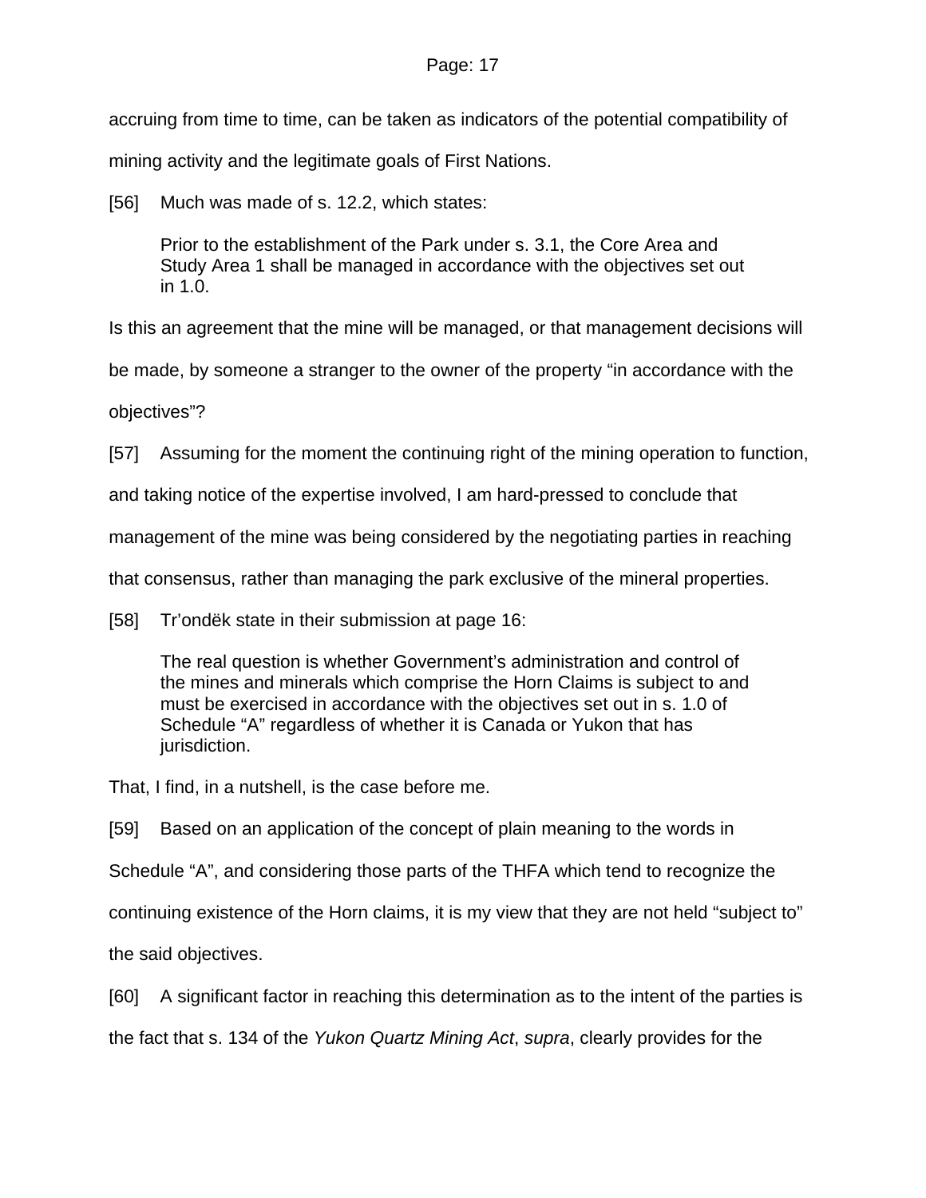accruing from time to time, can be taken as indicators of the potential compatibility of mining activity and the legitimate goals of First Nations.

[56] Much was made of s. 12.2, which states:

> Prior to the establishment of the Park under s. 3.1, the Core Area and Study Area 1 shall be managed in accordance with the objectives set out in 1.0.

Is this an agreement that the mine will be managed, or that management decisions will be made, by someone a stranger to the owner of the property "in accordance with the objectives"?

[57] Assuming for the moment the continuing right of the mining operation to function, and taking notice of the expertise involved, I am hard-pressed to conclude that management of the mine was being considered by the negotiating parties in reaching that consensus, rather than managing the park exclusive of the mineral properties.

[58] Tr'ondëk state in their submission at page 16:

> The real question is whether Government's administration and control of the mines and minerals which comprise the Horn Claims is subject to and must be exercised in accordance with the objectives set out in s. 1.0 of Schedule "A" regardless of whether it is Canada or Yukon that has jurisdiction.

That, I find, in a nutshell, is the case before me.

[59] Based on an application of the concept of plain meaning to the words in Schedule "A", and considering those parts of the THFA which tend to recognize the continuing existence of the Horn claims, it is my view that they are not held "subject to" the said objectives.

[60] A significant factor in reaching this determination as to the intent of the parties is the fact that s. 134 of the *Yukon Quartz Mining Act*, *supra*, clearly provides for the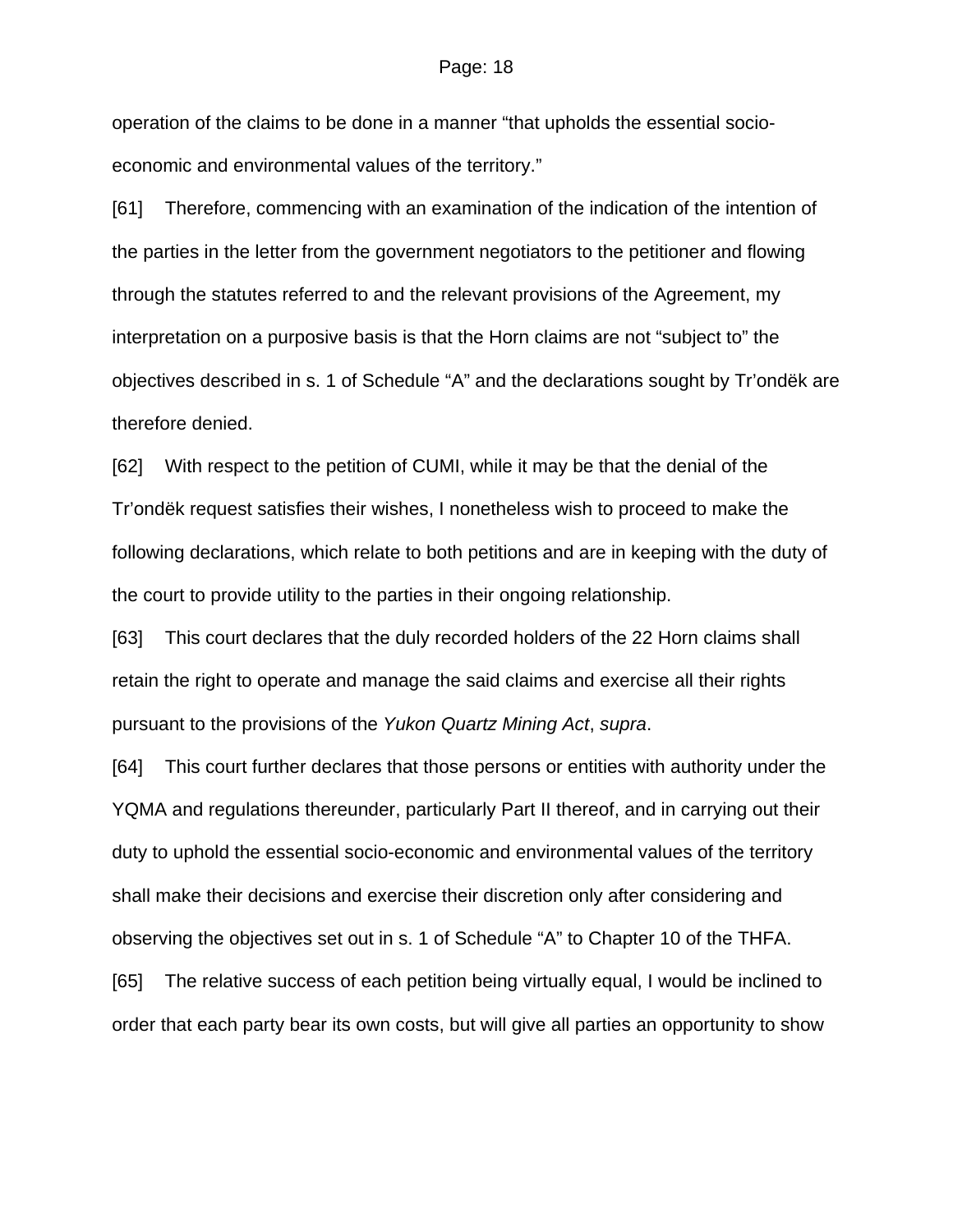operation of the claims to be done in a manner “that upholds the essential socio-economic and environmental values of the territory.”

[61] Therefore, commencing with an examination of the indication of the intention of the parties in the letter from the government negotiators to the petitioner and flowing through the statutes referred to and the relevant provisions of the Agreement, my interpretation on a purposive basis is that the Horn claims are not “subject to” the objectives described in s. 1 of Schedule “A” and the declarations sought by Tr’ondëk are therefore denied.

[62] With respect to the petition of CUMI, while it may be that the denial of the Tr’ondëk request satisfies their wishes, I nonetheless wish to proceed to make the following declarations, which relate to both petitions and are in keeping with the duty of the court to provide utility to the parties in their ongoing relationship.

[63] This court declares that the duly recorded holders of the 22 Horn claims shall retain the right to operate and manage the said claims and exercise all their rights pursuant to the provisions of the *Yukon Quartz Mining Act*, *supra*.

[64] This court further declares that those persons or entities with authority under the YQMA and regulations thereunder, particularly Part II thereof, and in carrying out their duty to uphold the essential socio-economic and environmental values of the territory shall make their decisions and exercise their discretion only after considering and observing the objectives set out in s. 1 of Schedule “A” to Chapter 10 of the THFA.

[65] The relative success of each petition being virtually equal, I would be inclined to order that each party bear its own costs, but will give all parties an opportunity to show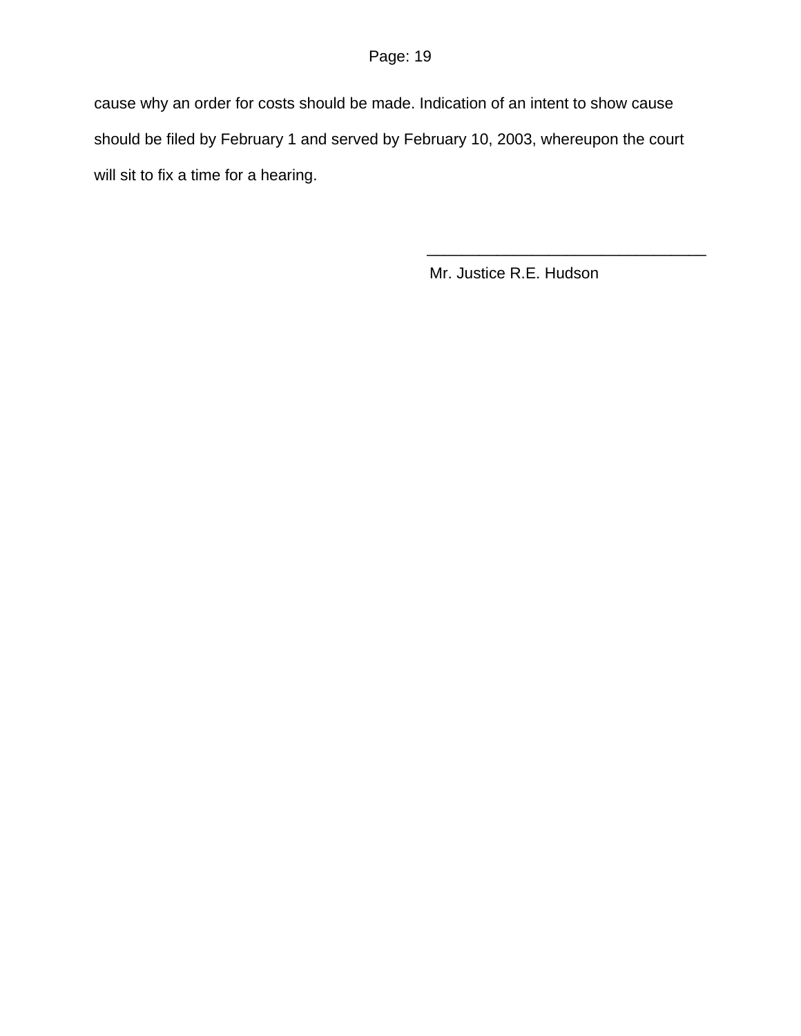cause why an order for costs should be made. Indication of an intent to show cause should be filed by February 1 and served by February 10, 2003, whereupon the court will sit to fix a time for a hearing.

\_\_\_\_\_\_\_\_\_\_\_\_\_\_\_\_\_\_\_\_\_\_\_\_\_\_\_\_\_\_\_\_

Mr. Justice R.E. Hudson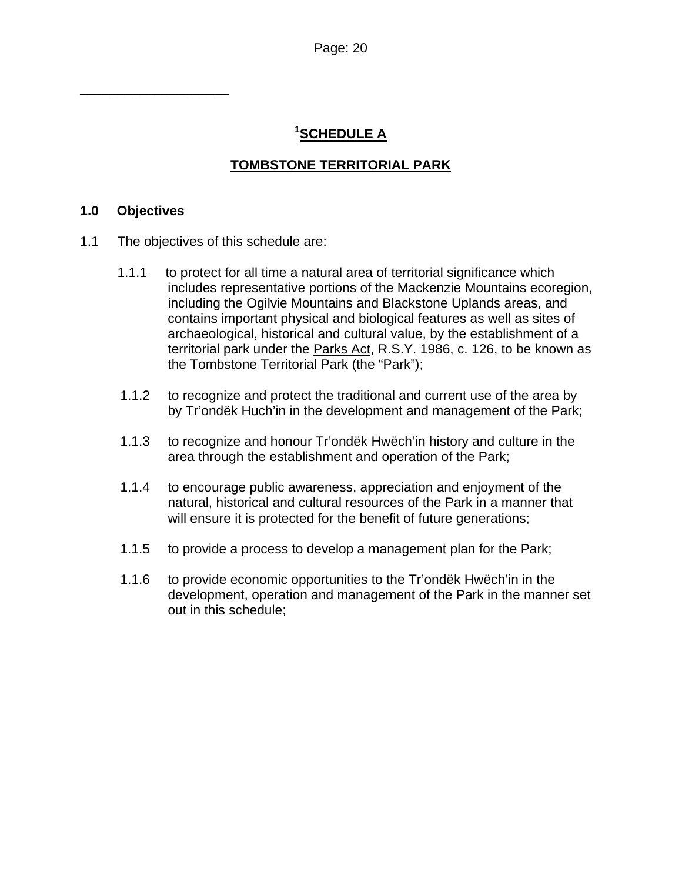## [1]SCHEDULE A

## TOMBSTONE TERRITORIAL PARK

**1.0 Objectives**

1.1 The objectives of this schedule are:

1.1.1 to protect for all time a natural area of territorial significance which includes representative portions of the Mackenzie Mountains ecoregion, including the Ogilvie Mountains and Blackstone Uplands areas, and contains important physical and biological features as well as sites of archaeological, historical and cultural value, by the establishment of a territorial park under the Parks Act, R.S.Y. 1986, c. 126, to be known as the Tombstone Territorial Park (the "Park");

1.1.2 to recognize and protect the traditional and current use of the area by by Tr'ondëk Huch'in in the development and management of the Park;

1.1.3 to recognize and honour Tr'ondëk Hwëch'in history and culture in the area through the establishment and operation of the Park;

1.1.4 to encourage public awareness, appreciation and enjoyment of the natural, historical and cultural resources of the Park in a manner that will ensure it is protected for the benefit of future generations;

1.1.5 to provide a process to develop a management plan for the Park;

1.1.6 to provide economic opportunities to the Tr'ondëk Hwëch'in in the development, operation and management of the Park in the manner set out in this schedule;